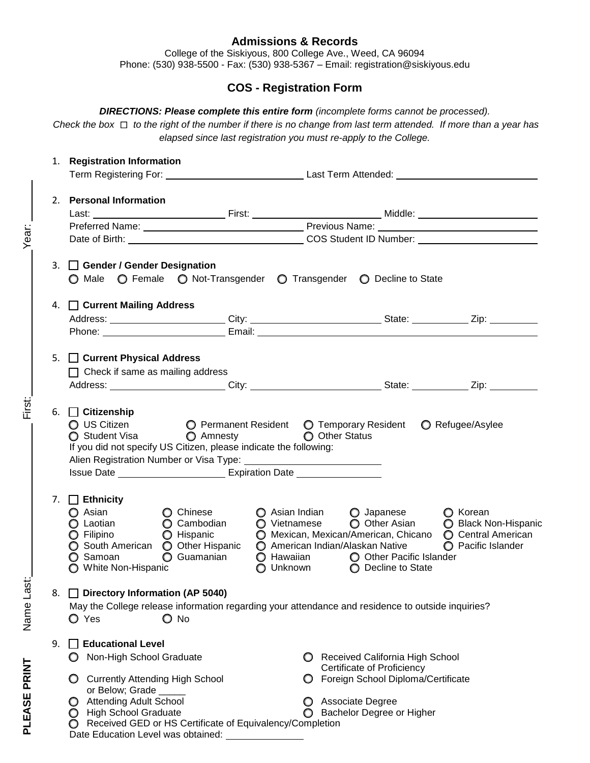# Admissions & Records

College of the Siskiyous, 800 College Ave., Weed, CA 96094
Phone: (530) 938-5500 - Fax: (530) 938-5367 – Email: registration@siskiyous.edu

## COS - Registration Form

***DIRECTIONS: Please complete this entire form** (incomplete forms cannot be processed).*
*Check the box ☐ to the right of the number if there is no change from last term attended. If more than a year has elapsed since last registration you must re-apply to the College.*

**PLEASE PRINT** Name Last: ______ First: ______ Year: ______

1. **Registration Information**

   Term Registering For: ______________________ Last Term Attended: ______________________

2. **Personal Information**

   Last: ______________ First: ______________ Middle: ______________
   Preferred Name: ______________________ Previous Name: ______________________
   Date of Birth: ______________________ COS Student ID Number: ______________________

3. ☐ **Gender / Gender Designation**

   ○ Male ○ Female ○ Not-Transgender ○ Transgender ○ Decline to State

4. ☐ **Current Mailing Address**

   Address: ______________ City: ______________ State: ________ Zip: ________
   Phone: ______________ Email: ______________________________

5. ☐ **Current Physical Address**

   ☐ Check if same as mailing address
   Address: ______________ City: ______________ State: ________ Zip: ________

6. ☐ **Citizenship**

   ○ US Citizen ○ Permanent Resident ○ Temporary Resident ○ Refugee/Asylee
   ○ Student Visa ○ Amnesty ○ Other Status
   If you did not specify US Citizen, please indicate the following:
   Alien Registration Number or Visa Type: ______________________
   Issue Date ______________ Expiration Date ______________

7. ☐ **Ethnicity**

   ○ Asian ○ Chinese ○ Asian Indian ○ Japanese ○ Korean
   ○ Laotian ○ Cambodian ○ Vietnamese ○ Other Asian ○ Black Non-Hispanic
   ○ Filipino ○ Hispanic ○ Mexican, Mexican/American, Chicano ○ Central American
   ○ South American ○ Other Hispanic ○ American Indian/Alaskan Native ○ Pacific Islander
   ○ Samoan ○ Guamanian ○ Hawaiian ○ Other Pacific Islander
   ○ White Non-Hispanic ○ Unknown ○ Decline to State

8. ☐ **Directory Information (AP 5040)**

   May the College release information regarding your attendance and residence to outside inquiries?
   ○ Yes ○ No

9. ☐ **Educational Level**

   ○ Non-High School Graduate
   ○ Received California High School Certificate of Proficiency
   ○ Currently Attending High School or Below; Grade _____
   ○ Foreign School Diploma/Certificate
   ○ Attending Adult School
   ○ Associate Degree
   ○ High School Graduate
   ○ Bachelor Degree or Higher
   ○ Received GED or HS Certificate of Equivalency/Completion

   Date Education Level was obtained: ______________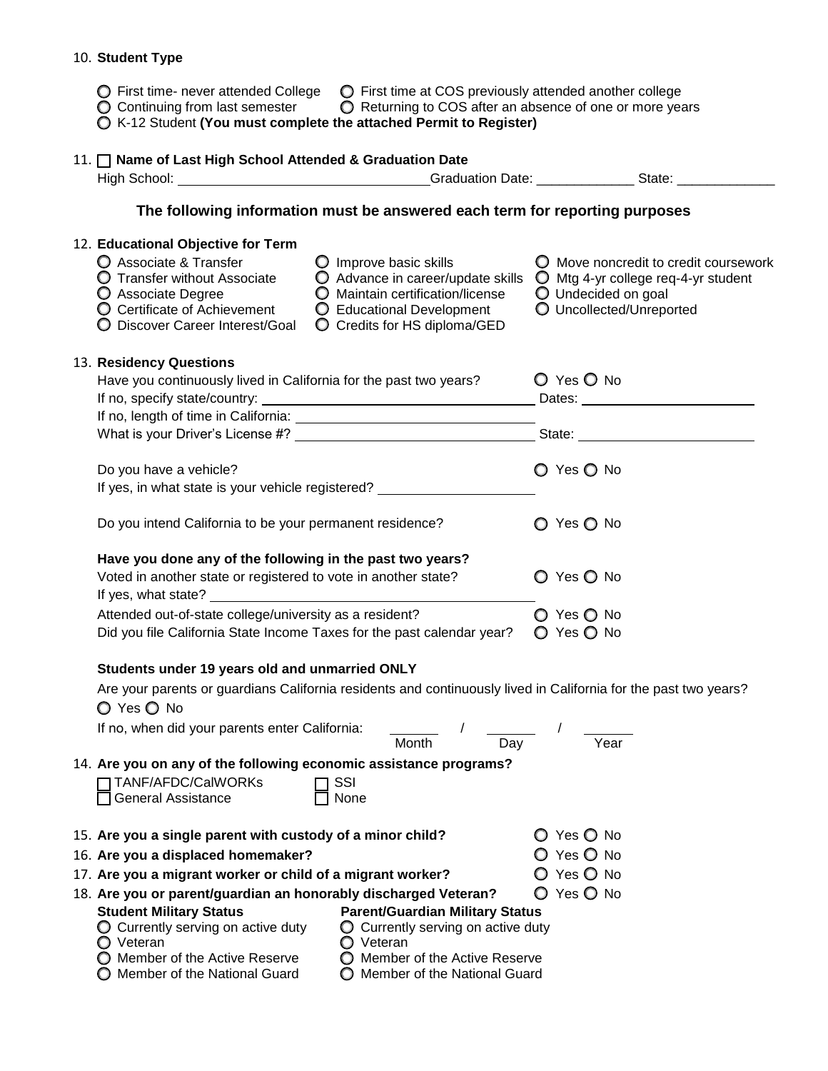10. **Student Type**

    ○ First time- never attended College ○ First time at COS previously attended another college
    ○ Continuing from last semester ○ Returning to COS after an absence of one or more years
    ○ K-12 Student **(You must complete the attached Permit to Register)**

11. ☐ **Name of Last High School Attended & Graduation Date**

    High School: ______________________________ Graduation Date: _____________ State: _____________

### The following information must be answered each term for reporting purposes

12. **Educational Objective for Term**

    ○ Associate & Transfer
    ○ Transfer without Associate
    ○ Associate Degree
    ○ Certificate of Achievement
    ○ Discover Career Interest/Goal
    ○ Improve basic skills
    ○ Advance in career/update skills
    ○ Maintain certification/license
    ○ Educational Development
    ○ Credits for HS diploma/GED
    ○ Move noncredit to credit coursework
    ○ Mtg 4-yr college req-4-yr student
    ○ Undecided on goal
    ○ Uncollected/Unreported

13. **Residency Questions**

    Have you continuously lived in California for the past two years? ○ Yes ○ No
    If no, specify state/country: ______________________________ Dates: ______________________
    If no, length of time in California: ______________________________
    What is your Driver's License #? ______________________________ State: ______________________

    Do you have a vehicle? ○ Yes ○ No
    If yes, in what state is your vehicle registered? ____________________

    Do you intend California to be your permanent residence? ○ Yes ○ No

    **Have you done any of the following in the past two years?**
    Voted in another state or registered to vote in another state? ○ Yes ○ No
    If yes, what state? ______________________________
    Attended out-of-state college/university as a resident? ○ Yes ○ No
    Did you file California State Income Taxes for the past calendar year? ○ Yes ○ No

    **Students under 19 years old and unmarried ONLY**
    Are your parents or guardians California residents and continuously lived in California for the past two years?
    ○ Yes ○ No
    If no, when did your parents enter California: ______ / ______ / ______
    Month Day Year

14. **Are you on any of the following economic assistance programs?**

    ☐ TANF/AFDC/CalWORKs ☐ SSI
    ☐ General Assistance ☐ None

15. **Are you a single parent with custody of a minor child?** ○ Yes ○ No
16. **Are you a displaced homemaker?** ○ Yes ○ No
17. **Are you a migrant worker or child of a migrant worker?** ○ Yes ○ No
18. **Are you or parent/guardian an honorably discharged Veteran?** ○ Yes ○ No

    **Student Military Status**
    ○ Currently serving on active duty
    ○ Veteran
    ○ Member of the Active Reserve
    ○ Member of the National Guard

    **Parent/Guardian Military Status**
    ○ Currently serving on active duty
    ○ Veteran
    ○ Member of the Active Reserve
    ○ Member of the National Guard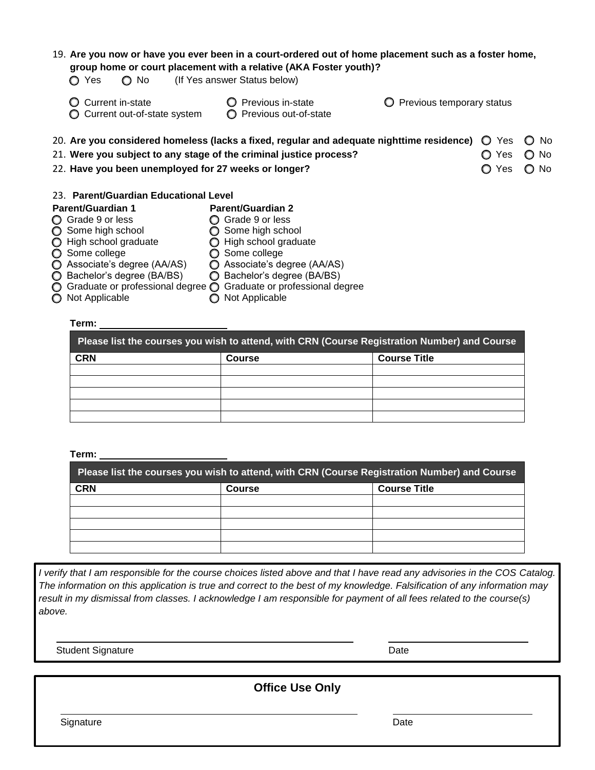19. **Are you now or have you ever been in a court-ordered out of home placement such as a foster home, group home or court placement with a relative (AKA Foster youth)?**

   ○ Yes ○ No (If Yes answer Status below)

   ○ Current in-state ○ Previous in-state ○ Previous temporary status
   ○ Current out-of-state system ○ Previous out-of-state

20. **Are you considered homeless (lacks a fixed, regular and adequate nighttime residence)** ○ Yes ○ No
21. **Were you subject to any stage of the criminal justice process?** ○ Yes ○ No
22. **Have you been unemployed for 27 weeks or longer?** ○ Yes ○ No

23. **Parent/Guardian Educational Level**

| Parent/Guardian 1 | Parent/Guardian 2 |
|---|---|
| ○ Grade 9 or less | ○ Grade 9 or less |
| ○ Some high school | ○ Some high school |
| ○ High school graduate | ○ High school graduate |
| ○ Some college | ○ Some college |
| ○ Associate's degree (AA/AS) | ○ Associate's degree (AA/AS) |
| ○ Bachelor's degree (BA/BS) | ○ Bachelor's degree (BA/BS) |
| ○ Graduate or professional degree | ○ Graduate or professional degree |
| ○ Not Applicable | ○ Not Applicable |

**Term:** ______________________

| Please list the courses you wish to attend, with CRN (Course Registration Number) and Course | | |
|---|---|---|
| **CRN** | **Course** | **Course Title** |
| | | |
| | | |
| | | |
| | | |
| | | |

**Term:** ______________________

| Please list the courses you wish to attend, with CRN (Course Registration Number) and Course | | |
|---|---|---|
| **CRN** | **Course** | **Course Title** |
| | | |
| | | |
| | | |
| | | |
| | | |

*I verify that I am responsible for the course choices listed above and that I have read any advisories in the COS Catalog. The information on this application is true and correct to the best of my knowledge. Falsification of any information may result in my dismissal from classes. I acknowledge I am responsible for payment of all fees related to the course(s) above.*

______________________________ ______________
Student Signature Date

**Office Use Only**

______________________________ ______________
Signature Date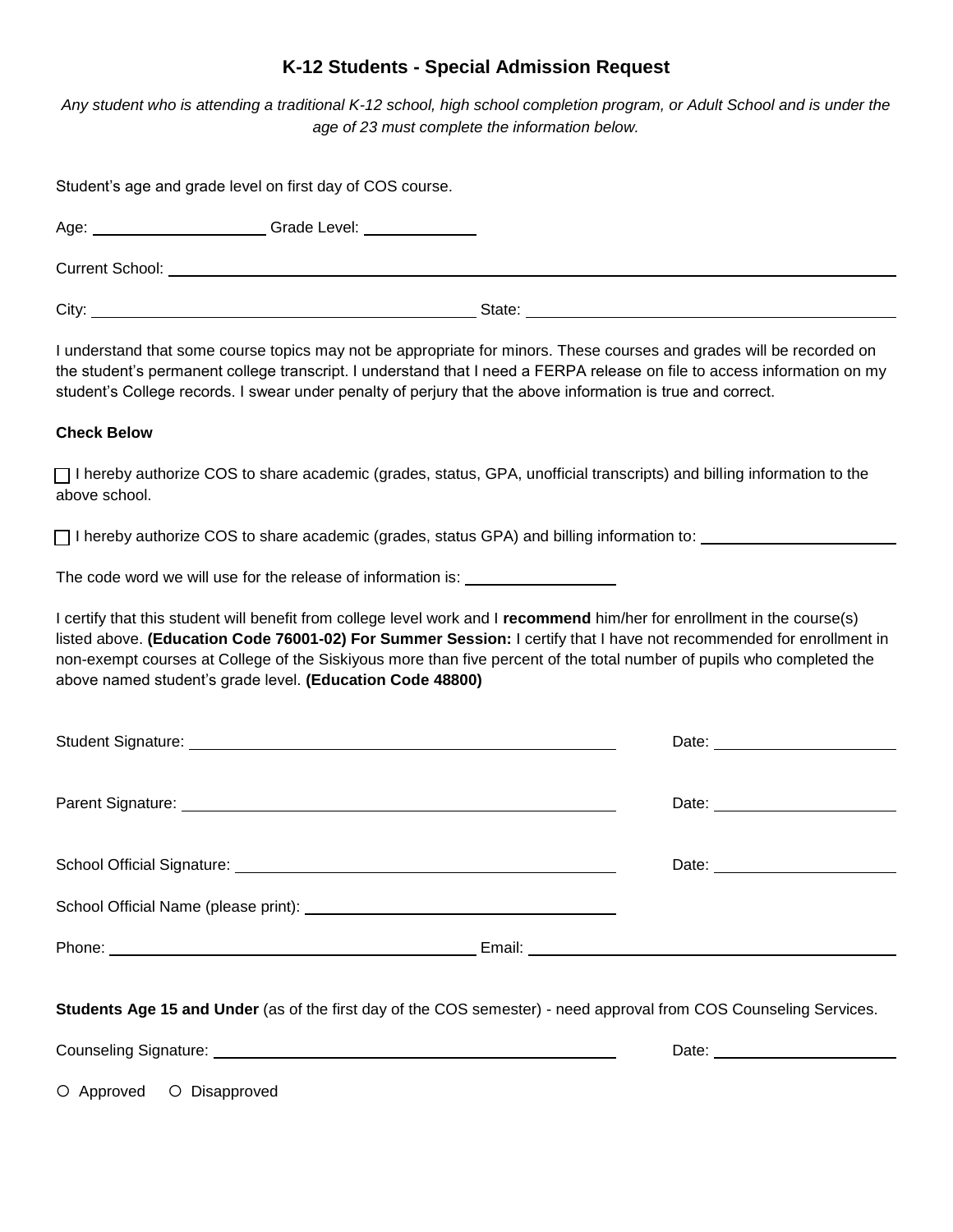## K-12 Students - Special Admission Request

*Any student who is attending a traditional K-12 school, high school completion program, or Adult School and is under the age of 23 must complete the information below.*

Student's age and grade level on first day of COS course.

Age: ____________________ Grade Level: _____________

Current School: ______________________________________________________________________

City: ____________________________________________ State: ____________________________________________

I understand that some course topics may not be appropriate for minors. These courses and grades will be recorded on the student's permanent college transcript. I understand that I need a FERPA release on file to access information on my student's College records. I swear under penalty of perjury that the above information is true and correct.

**Check Below**

☐ I hereby authorize COS to share academic (grades, status, GPA, unofficial transcripts) and billing information to the above school.

☐ I hereby authorize COS to share academic (grades, status GPA) and billing information to: ______________________

The code word we will use for the release of information is: _________________

I certify that this student will benefit from college level work and I **recommend** him/her for enrollment in the course(s) listed above. **(Education Code 76001-02) For Summer Session:** I certify that I have not recommended for enrollment in non-exempt courses at College of the Siskiyous more than five percent of the total number of pupils who completed the above named student's grade level. **(Education Code 48800)**

Student Signature: ______________________________________________ Date: _____________________

Parent Signature: _______________________________________________ Date: _____________________

School Official Signature: ________________________________________ Date: _____________________

School Official Name (please print): ___________________________________

Phone: ___________________________________________ Email: ___________________________________________

**Students Age 15 and Under** (as of the first day of the COS semester) - need approval from COS Counseling Services.

Counseling Signature: ___________________________________________ Date: _____________________

○ Approved ○ Disapproved